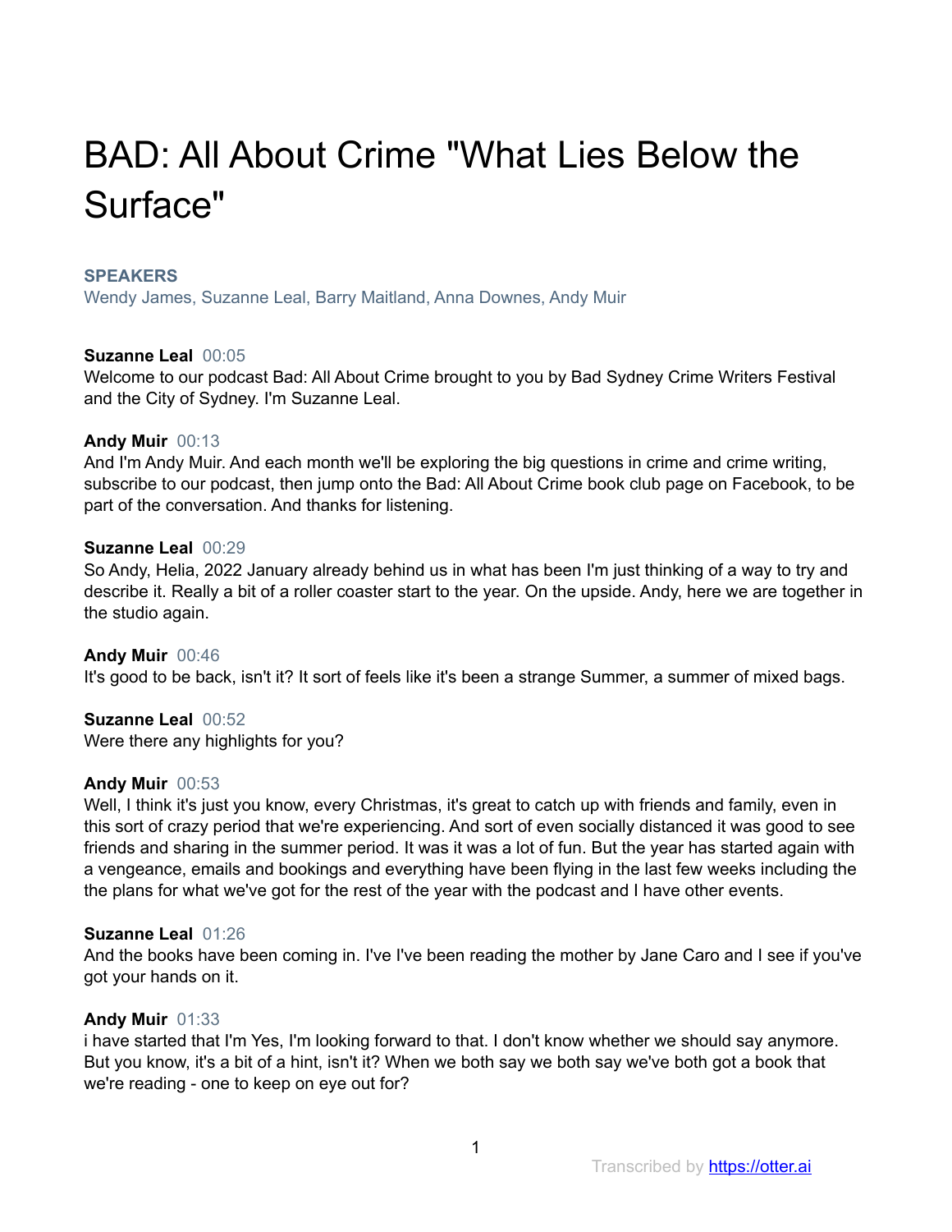# BAD: All About Crime "What Lies Below the Surface"

**SPEAKERS**

Wendy James, Suzanne Leal, Barry Maitland, Anna Downes, Andy Muir

**Suzanne Leal** 00:05

Welcome to our podcast Bad: All About Crime brought to you by Bad Sydney Crime Writers Festival and the City of Sydney. I'm Suzanne Leal.

**Andy Muir** 00:13

And I'm Andy Muir. And each month we'll be exploring the big questions in crime and crime writing, subscribe to our podcast, then jump onto the Bad: All About Crime book club page on Facebook, to be part of the conversation. And thanks for listening.

**Suzanne Leal** 00:29

So Andy, Helia, 2022 January already behind us in what has been I'm just thinking of a way to try and describe it. Really a bit of a roller coaster start to the year. On the upside. Andy, here we are together in the studio again.

**Andy Muir** 00:46

It's good to be back, isn't it? It sort of feels like it's been a strange Summer, a summer of mixed bags.

**Suzanne Leal** 00:52

Were there any highlights for you?

**Andy Muir** 00:53

Well, I think it's just you know, every Christmas, it's great to catch up with friends and family, even in this sort of crazy period that we're experiencing. And sort of even socially distanced it was good to see friends and sharing in the summer period. It was it was a lot of fun. But the year has started again with a vengeance, emails and bookings and everything have been flying in the last few weeks including the the plans for what we've got for the rest of the year with the podcast and I have other events.

**Suzanne Leal** 01:26

And the books have been coming in. I've I've been reading the mother by Jane Caro and I see if you've got your hands on it.

**Andy Muir** 01:33

i have started that I'm Yes, I'm looking forward to that. I don't know whether we should say anymore. But you know, it's a bit of a hint, isn't it? When we both say we both say we've both got a book that we're reading - one to keep on eye out for?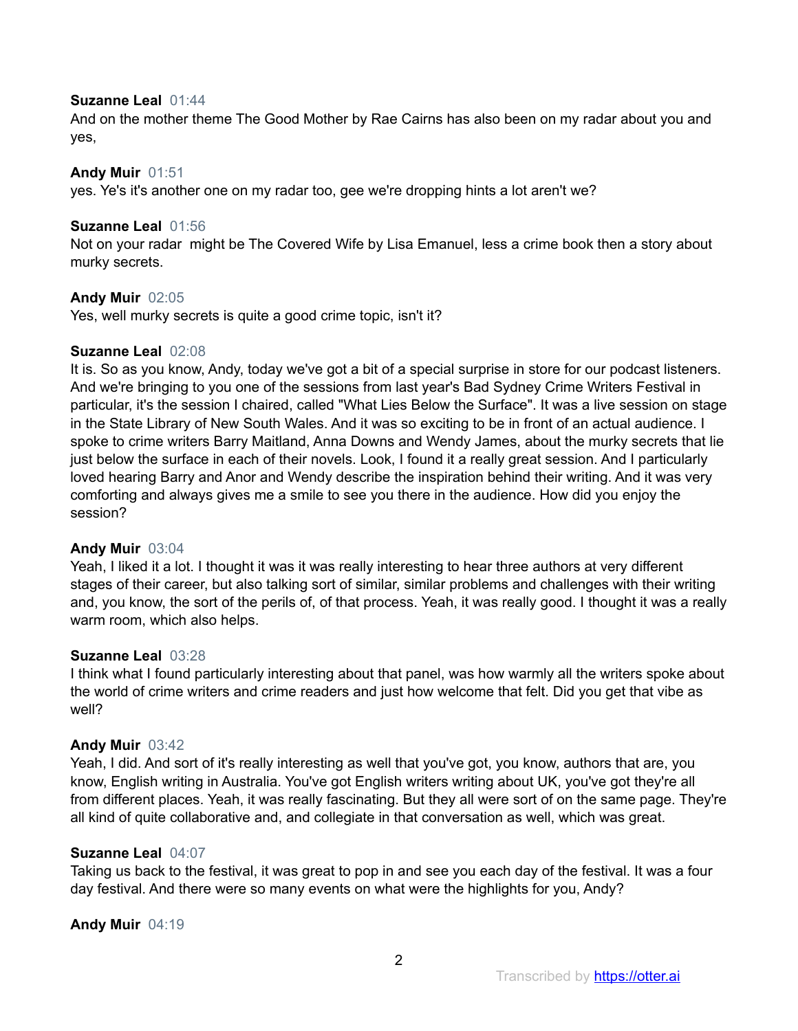**Suzanne Leal** 01:44
And on the mother theme The Good Mother by Rae Cairns has also been on my radar about you and yes,

**Andy Muir** 01:51
yes. Ye's it's another one on my radar too, gee we're dropping hints a lot aren't we?

**Suzanne Leal** 01:56
Not on your radar might be The Covered Wife by Lisa Emanuel, less a crime book then a story about murky secrets.

**Andy Muir** 02:05
Yes, well murky secrets is quite a good crime topic, isn't it?

**Suzanne Leal** 02:08
It is. So as you know, Andy, today we've got a bit of a special surprise in store for our podcast listeners. And we're bringing to you one of the sessions from last year's Bad Sydney Crime Writers Festival in particular, it's the session I chaired, called "What Lies Below the Surface". It was a live session on stage in the State Library of New South Wales. And it was so exciting to be in front of an actual audience. I spoke to crime writers Barry Maitland, Anna Downs and Wendy James, about the murky secrets that lie just below the surface in each of their novels. Look, I found it a really great session. And I particularly loved hearing Barry and Anor and Wendy describe the inspiration behind their writing. And it was very comforting and always gives me a smile to see you there in the audience. How did you enjoy the session?

**Andy Muir** 03:04
Yeah, I liked it a lot. I thought it was it was really interesting to hear three authors at very different stages of their career, but also talking sort of similar, similar problems and challenges with their writing and, you know, the sort of the perils of, of that process. Yeah, it was really good. I thought it was a really warm room, which also helps.

**Suzanne Leal** 03:28
I think what I found particularly interesting about that panel, was how warmly all the writers spoke about the world of crime writers and crime readers and just how welcome that felt. Did you get that vibe as well?

**Andy Muir** 03:42
Yeah, I did. And sort of it's really interesting as well that you've got, you know, authors that are, you know, English writing in Australia. You've got English writers writing about UK, you've got they're all from different places. Yeah, it was really fascinating. But they all were sort of on the same page. They're all kind of quite collaborative and, and collegiate in that conversation as well, which was great.

**Suzanne Leal** 04:07
Taking us back to the festival, it was great to pop in and see you each day of the festival. It was a four day festival. And there were so many events on what were the highlights for you, Andy?

**Andy Muir** 04:19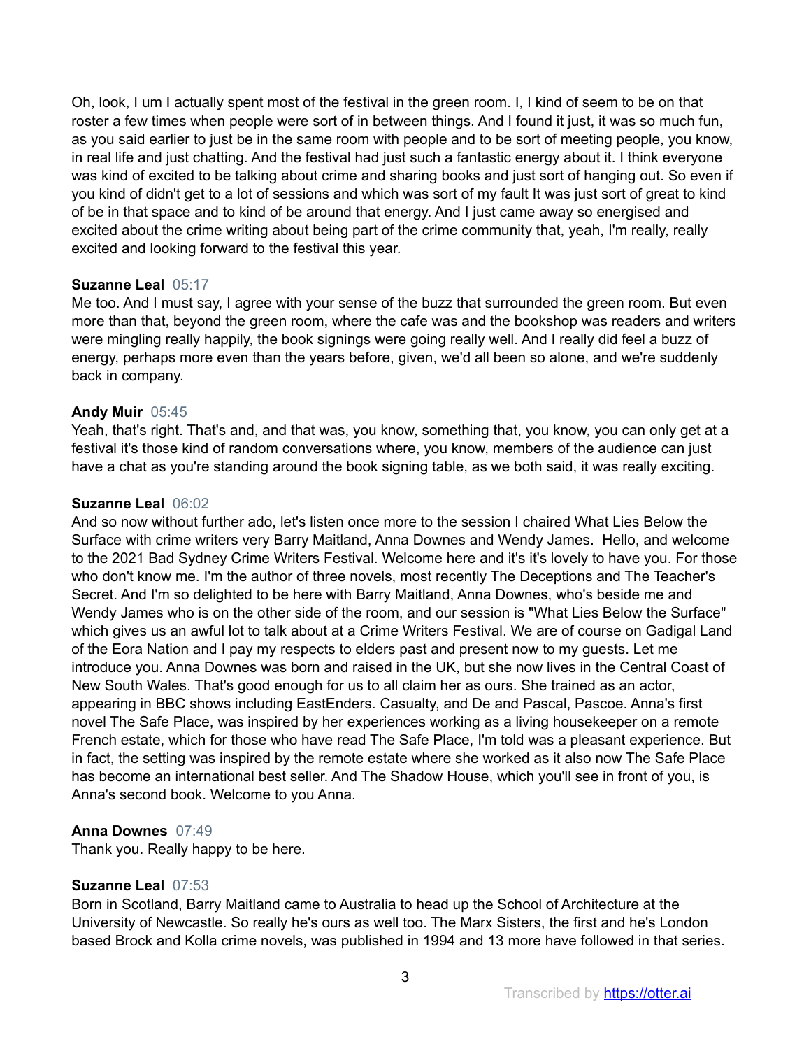Oh, look, I um I actually spent most of the festival in the green room. I, I kind of seem to be on that roster a few times when people were sort of in between things. And I found it just, it was so much fun, as you said earlier to just be in the same room with people and to be sort of meeting people, you know, in real life and just chatting. And the festival had just such a fantastic energy about it. I think everyone was kind of excited to be talking about crime and sharing books and just sort of hanging out. So even if you kind of didn't get to a lot of sessions and which was sort of my fault It was just sort of great to kind of be in that space and to kind of be around that energy. And I just came away so energised and excited about the crime writing about being part of the crime community that, yeah, I'm really, really excited and looking forward to the festival this year.

**Suzanne Leal** 05:17
Me too. And I must say, I agree with your sense of the buzz that surrounded the green room. But even more than that, beyond the green room, where the cafe was and the bookshop was readers and writers were mingling really happily, the book signings were going really well. And I really did feel a buzz of energy, perhaps more even than the years before, given, we'd all been so alone, and we're suddenly back in company.

**Andy Muir** 05:45
Yeah, that's right. That's and, and that was, you know, something that, you know, you can only get at a festival it's those kind of random conversations where, you know, members of the audience can just have a chat as you're standing around the book signing table, as we both said, it was really exciting.

**Suzanne Leal** 06:02
And so now without further ado, let's listen once more to the session I chaired What Lies Below the Surface with crime writers very Barry Maitland, Anna Downes and Wendy James. Hello, and welcome to the 2021 Bad Sydney Crime Writers Festival. Welcome here and it's it's lovely to have you. For those who don't know me. I'm the author of three novels, most recently The Deceptions and The Teacher's Secret. And I'm so delighted to be here with Barry Maitland, Anna Downes, who's beside me and Wendy James who is on the other side of the room, and our session is "What Lies Below the Surface" which gives us an awful lot to talk about at a Crime Writers Festival. We are of course on Gadigal Land of the Eora Nation and I pay my respects to elders past and present now to my guests. Let me introduce you. Anna Downes was born and raised in the UK, but she now lives in the Central Coast of New South Wales. That's good enough for us to all claim her as ours. She trained as an actor, appearing in BBC shows including EastEnders. Casualty, and De and Pascal, Pascoe. Anna's first novel The Safe Place, was inspired by her experiences working as a living housekeeper on a remote French estate, which for those who have read The Safe Place, I'm told was a pleasant experience. But in fact, the setting was inspired by the remote estate where she worked as it also now The Safe Place has become an international best seller. And The Shadow House, which you'll see in front of you, is Anna's second book. Welcome to you Anna.

**Anna Downes** 07:49
Thank you. Really happy to be here.

**Suzanne Leal** 07:53
Born in Scotland, Barry Maitland came to Australia to head up the School of Architecture at the University of Newcastle. So really he's ours as well too. The Marx Sisters, the first and he's London based Brock and Kolla crime novels, was published in 1994 and 13 more have followed in that series.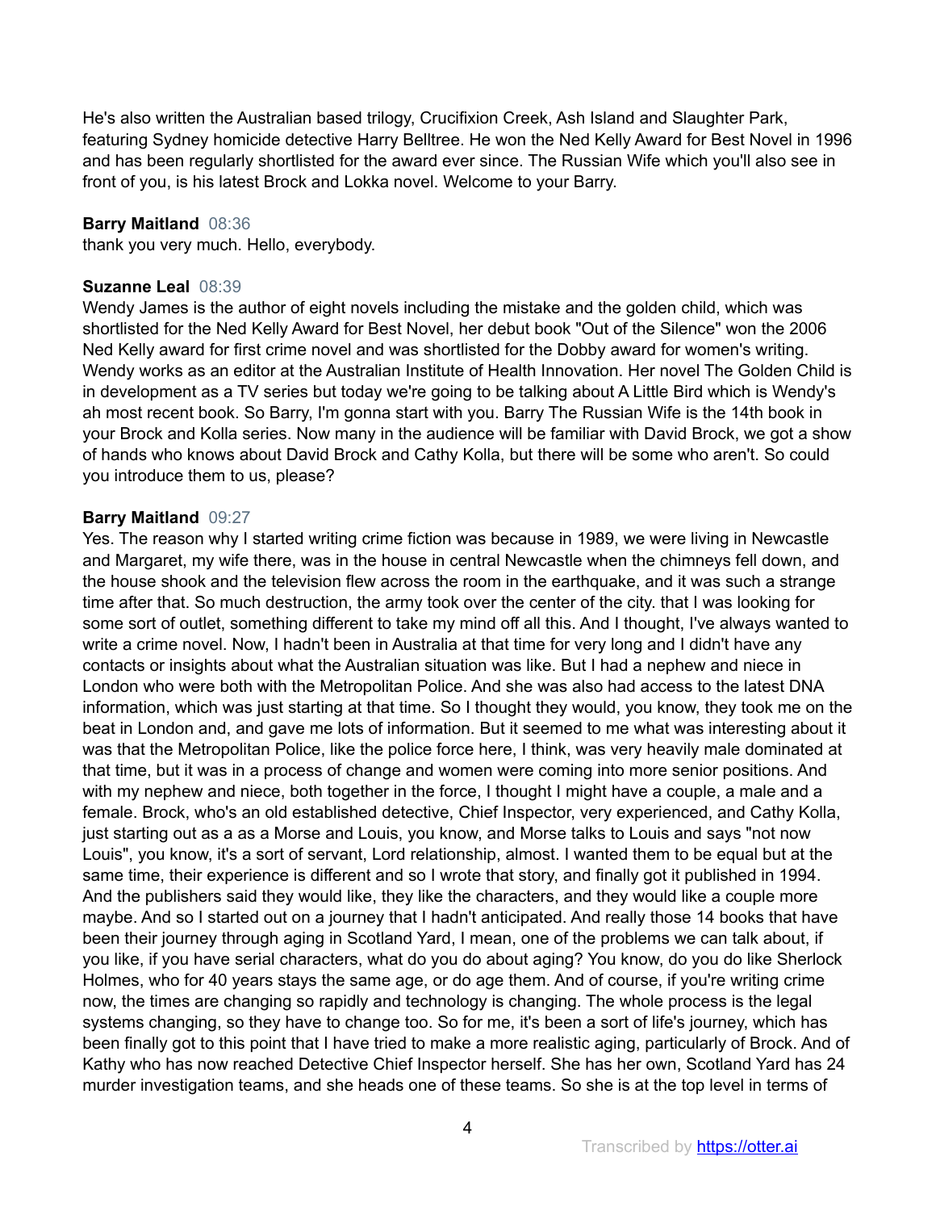He's also written the Australian based trilogy, Crucifixion Creek, Ash Island and Slaughter Park, featuring Sydney homicide detective Harry Belltree. He won the Ned Kelly Award for Best Novel in 1996 and has been regularly shortlisted for the award ever since. The Russian Wife which you'll also see in front of you, is his latest Brock and Lokka novel. Welcome to your Barry.

**Barry Maitland** 08:36
thank you very much. Hello, everybody.

**Suzanne Leal** 08:39
Wendy James is the author of eight novels including the mistake and the golden child, which was shortlisted for the Ned Kelly Award for Best Novel, her debut book "Out of the Silence" won the 2006 Ned Kelly award for first crime novel and was shortlisted for the Dobby award for women's writing. Wendy works as an editor at the Australian Institute of Health Innovation. Her novel The Golden Child is in development as a TV series but today we're going to be talking about A Little Bird which is Wendy's ah most recent book. So Barry, I'm gonna start with you. Barry The Russian Wife is the 14th book in your Brock and Kolla series. Now many in the audience will be familiar with David Brock, we got a show of hands who knows about David Brock and Cathy Kolla, but there will be some who aren't. So could you introduce them to us, please?

**Barry Maitland** 09:27
Yes. The reason why I started writing crime fiction was because in 1989, we were living in Newcastle and Margaret, my wife there, was in the house in central Newcastle when the chimneys fell down, and the house shook and the television flew across the room in the earthquake, and it was such a strange time after that. So much destruction, the army took over the center of the city. that I was looking for some sort of outlet, something different to take my mind off all this. And I thought, I've always wanted to write a crime novel. Now, I hadn't been in Australia at that time for very long and I didn't have any contacts or insights about what the Australian situation was like. But I had a nephew and niece in London who were both with the Metropolitan Police. And she was also had access to the latest DNA information, which was just starting at that time. So I thought they would, you know, they took me on the beat in London and, and gave me lots of information. But it seemed to me what was interesting about it was that the Metropolitan Police, like the police force here, I think, was very heavily male dominated at that time, but it was in a process of change and women were coming into more senior positions. And with my nephew and niece, both together in the force, I thought I might have a couple, a male and a female. Brock, who's an old established detective, Chief Inspector, very experienced, and Cathy Kolla, just starting out as a as a Morse and Louis, you know, and Morse talks to Louis and says "not now Louis", you know, it's a sort of servant, Lord relationship, almost. I wanted them to be equal but at the same time, their experience is different and so I wrote that story, and finally got it published in 1994. And the publishers said they would like, they like the characters, and they would like a couple more maybe. And so I started out on a journey that I hadn't anticipated. And really those 14 books that have been their journey through aging in Scotland Yard, I mean, one of the problems we can talk about, if you like, if you have serial characters, what do you do about aging? You know, do you do like Sherlock Holmes, who for 40 years stays the same age, or do age them. And of course, if you're writing crime now, the times are changing so rapidly and technology is changing. The whole process is the legal systems changing, so they have to change too. So for me, it's been a sort of life's journey, which has been finally got to this point that I have tried to make a more realistic aging, particularly of Brock. And of Kathy who has now reached Detective Chief Inspector herself. She has her own, Scotland Yard has 24 murder investigation teams, and she heads one of these teams. So she is at the top level in terms of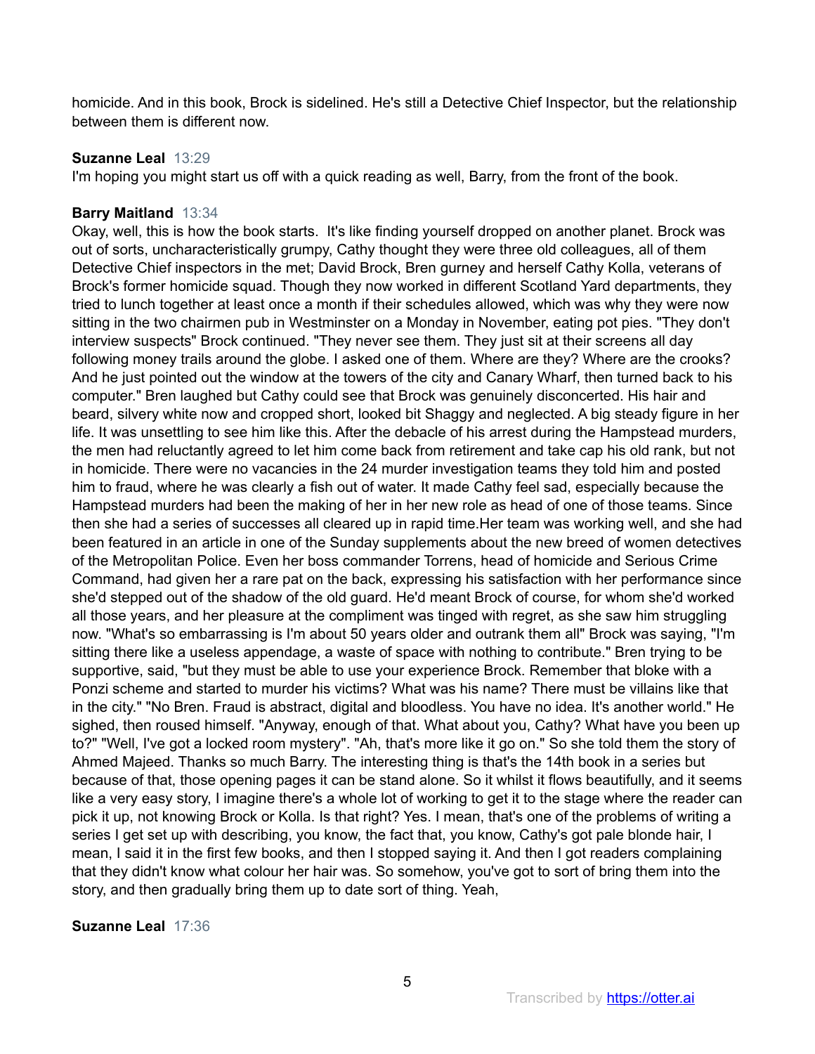homicide. And in this book, Brock is sidelined. He's still a Detective Chief Inspector, but the relationship between them is different now.

**Suzanne Leal** 13:29
I'm hoping you might start us off with a quick reading as well, Barry, from the front of the book.

**Barry Maitland** 13:34
Okay, well, this is how the book starts.  It's like finding yourself dropped on another planet. Brock was out of sorts, uncharacteristically grumpy, Cathy thought they were three old colleagues, all of them Detective Chief inspectors in the met; David Brock, Bren gurney and herself Cathy Kolla, veterans of Brock's former homicide squad. Though they now worked in different Scotland Yard departments, they tried to lunch together at least once a month if their schedules allowed, which was why they were now sitting in the two chairmen pub in Westminster on a Monday in November, eating pot pies. "They don't interview suspects" Brock continued. "They never see them. They just sit at their screens all day following money trails around the globe. I asked one of them. Where are they? Where are the crooks? And he just pointed out the window at the towers of the city and Canary Wharf, then turned back to his computer." Bren laughed but Cathy could see that Brock was genuinely disconcerted. His hair and beard, silvery white now and cropped short, looked bit Shaggy and neglected. A big steady figure in her life. It was unsettling to see him like this. After the debacle of his arrest during the Hampstead murders, the men had reluctantly agreed to let him come back from retirement and take cap his old rank, but not in homicide. There were no vacancies in the 24 murder investigation teams they told him and posted him to fraud, where he was clearly a fish out of water. It made Cathy feel sad, especially because the Hampstead murders had been the making of her in her new role as head of one of those teams. Since then she had a series of successes all cleared up in rapid time.Her team was working well, and she had been featured in an article in one of the Sunday supplements about the new breed of women detectives of the Metropolitan Police. Even her boss commander Torrens, head of homicide and Serious Crime Command, had given her a rare pat on the back, expressing his satisfaction with her performance since she'd stepped out of the shadow of the old guard. He'd meant Brock of course, for whom she'd worked all those years, and her pleasure at the compliment was tinged with regret, as she saw him struggling now. "What's so embarrassing is I'm about 50 years older and outrank them all" Brock was saying, "I'm sitting there like a useless appendage, a waste of space with nothing to contribute." Bren trying to be supportive, said, "but they must be able to use your experience Brock. Remember that bloke with a Ponzi scheme and started to murder his victims? What was his name? There must be villains like that in the city." "No Bren. Fraud is abstract, digital and bloodless. You have no idea. It's another world." He sighed, then roused himself. "Anyway, enough of that. What about you, Cathy? What have you been up to?" "Well, I've got a locked room mystery". "Ah, that's more like it go on." So she told them the story of Ahmed Majeed. Thanks so much Barry. The interesting thing is that's the 14th book in a series but because of that, those opening pages it can be stand alone. So it whilst it flows beautifully, and it seems like a very easy story, I imagine there's a whole lot of working to get it to the stage where the reader can pick it up, not knowing Brock or Kolla. Is that right? Yes. I mean, that's one of the problems of writing a series I get set up with describing, you know, the fact that, you know, Cathy's got pale blonde hair, I mean, I said it in the first few books, and then I stopped saying it. And then I got readers complaining that they didn't know what colour her hair was. So somehow, you've got to sort of bring them into the story, and then gradually bring them up to date sort of thing. Yeah,

**Suzanne Leal** 17:36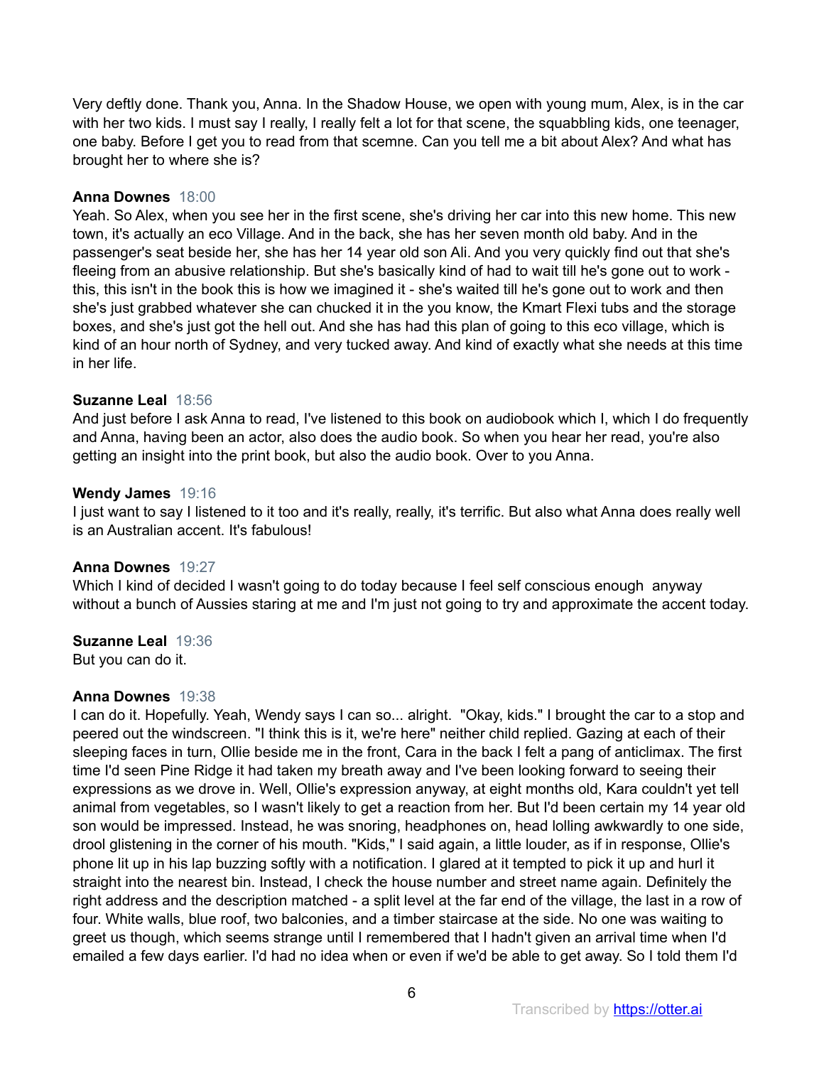Very deftly done. Thank you, Anna. In the Shadow House, we open with young mum, Alex, is in the car with her two kids. I must say I really, I really felt a lot for that scene, the squabbling kids, one teenager, one baby. Before I get you to read from that scemne. Can you tell me a bit about Alex? And what has brought her to where she is?

**Anna Downes** 18:00
Yeah. So Alex, when you see her in the first scene, she's driving her car into this new home. This new town, it's actually an eco Village. And in the back, she has her seven month old baby. And in the passenger's seat beside her, she has her 14 year old son Ali. And you very quickly find out that she's fleeing from an abusive relationship. But she's basically kind of had to wait till he's gone out to work - this, this isn't in the book this is how we imagined it - she's waited till he's gone out to work and then she's just grabbed whatever she can chucked it in the you know, the Kmart Flexi tubs and the storage boxes, and she's just got the hell out. And she has had this plan of going to this eco village, which is kind of an hour north of Sydney, and very tucked away. And kind of exactly what she needs at this time in her life.

**Suzanne Leal** 18:56
And just before I ask Anna to read, I've listened to this book on audiobook which I, which I do frequently and Anna, having been an actor, also does the audio book. So when you hear her read, you're also getting an insight into the print book, but also the audio book. Over to you Anna.

**Wendy James** 19:16
I just want to say I listened to it too and it's really, really, it's terrific. But also what Anna does really well is an Australian accent. It's fabulous!

**Anna Downes** 19:27
Which I kind of decided I wasn't going to do today because I feel self conscious enough anyway without a bunch of Aussies staring at me and I'm just not going to try and approximate the accent today.

**Suzanne Leal** 19:36
But you can do it.

**Anna Downes** 19:38
I can do it. Hopefully. Yeah, Wendy says I can so... alright. "Okay, kids." I brought the car to a stop and peered out the windscreen. "I think this is it, we're here" neither child replied. Gazing at each of their sleeping faces in turn, Ollie beside me in the front, Cara in the back I felt a pang of anticlimax. The first time I'd seen Pine Ridge it had taken my breath away and I've been looking forward to seeing their expressions as we drove in. Well, Ollie's expression anyway, at eight months old, Kara couldn't yet tell animal from vegetables, so I wasn't likely to get a reaction from her. But I'd been certain my 14 year old son would be impressed. Instead, he was snoring, headphones on, head lolling awkwardly to one side, drool glistening in the corner of his mouth. "Kids," I said again, a little louder, as if in response, Ollie's phone lit up in his lap buzzing softly with a notification. I glared at it tempted to pick it up and hurl it straight into the nearest bin. Instead, I check the house number and street name again. Definitely the right address and the description matched - a split level at the far end of the village, the last in a row of four. White walls, blue roof, two balconies, and a timber staircase at the side. No one was waiting to greet us though, which seems strange until I remembered that I hadn't given an arrival time when I'd emailed a few days earlier. I'd had no idea when or even if we'd be able to get away. So I told them I'd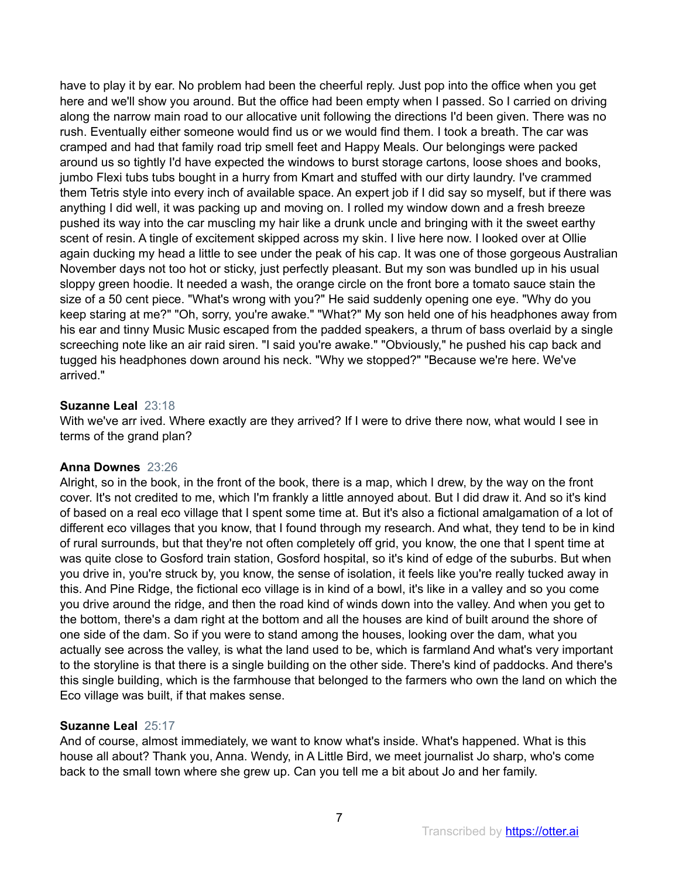have to play it by ear. No problem had been the cheerful reply. Just pop into the office when you get here and we'll show you around. But the office had been empty when I passed. So I carried on driving along the narrow main road to our allocative unit following the directions I'd been given. There was no rush. Eventually either someone would find us or we would find them. I took a breath. The car was cramped and had that family road trip smell feet and Happy Meals. Our belongings were packed around us so tightly I'd have expected the windows to burst storage cartons, loose shoes and books, jumbo Flexi tubs tubs bought in a hurry from Kmart and stuffed with our dirty laundry. I've crammed them Tetris style into every inch of available space. An expert job if I did say so myself, but if there was anything I did well, it was packing up and moving on. I rolled my window down and a fresh breeze pushed its way into the car muscling my hair like a drunk uncle and bringing with it the sweet earthy scent of resin. A tingle of excitement skipped across my skin. I live here now. I looked over at Ollie again ducking my head a little to see under the peak of his cap. It was one of those gorgeous Australian November days not too hot or sticky, just perfectly pleasant. But my son was bundled up in his usual sloppy green hoodie. It needed a wash, the orange circle on the front bore a tomato sauce stain the size of a 50 cent piece. "What's wrong with you?" He said suddenly opening one eye. "Why do you keep staring at me?" "Oh, sorry, you're awake." "What?" My son held one of his headphones away from his ear and tinny Music Music escaped from the padded speakers, a thrum of bass overlaid by a single screeching note like an air raid siren. "I said you're awake." "Obviously," he pushed his cap back and tugged his headphones down around his neck. "Why we stopped?" "Because we're here. We've arrived."

**Suzanne Leal** 23:18
With we've arr ived. Where exactly are they arrived? If I were to drive there now, what would I see in terms of the grand plan?

**Anna Downes** 23:26
Alright, so in the book, in the front of the book, there is a map, which I drew, by the way on the front cover. It's not credited to me, which I'm frankly a little annoyed about. But I did draw it. And so it's kind of based on a real eco village that I spent some time at. But it's also a fictional amalgamation of a lot of different eco villages that you know, that I found through my research. And what, they tend to be in kind of rural surrounds, but that they're not often completely off grid, you know, the one that I spent time at was quite close to Gosford train station, Gosford hospital, so it's kind of edge of the suburbs. But when you drive in, you're struck by, you know, the sense of isolation, it feels like you're really tucked away in this. And Pine Ridge, the fictional eco village is in kind of a bowl, it's like in a valley and so you come you drive around the ridge, and then the road kind of winds down into the valley. And when you get to the bottom, there's a dam right at the bottom and all the houses are kind of built around the shore of one side of the dam. So if you were to stand among the houses, looking over the dam, what you actually see across the valley, is what the land used to be, which is farmland And what's very important to the storyline is that there is a single building on the other side. There's kind of paddocks. And there's this single building, which is the farmhouse that belonged to the farmers who own the land on which the Eco village was built, if that makes sense.

**Suzanne Leal** 25:17
And of course, almost immediately, we want to know what's inside. What's happened. What is this house all about? Thank you, Anna. Wendy, in A Little Bird, we meet journalist Jo sharp, who's come back to the small town where she grew up. Can you tell me a bit about Jo and her family.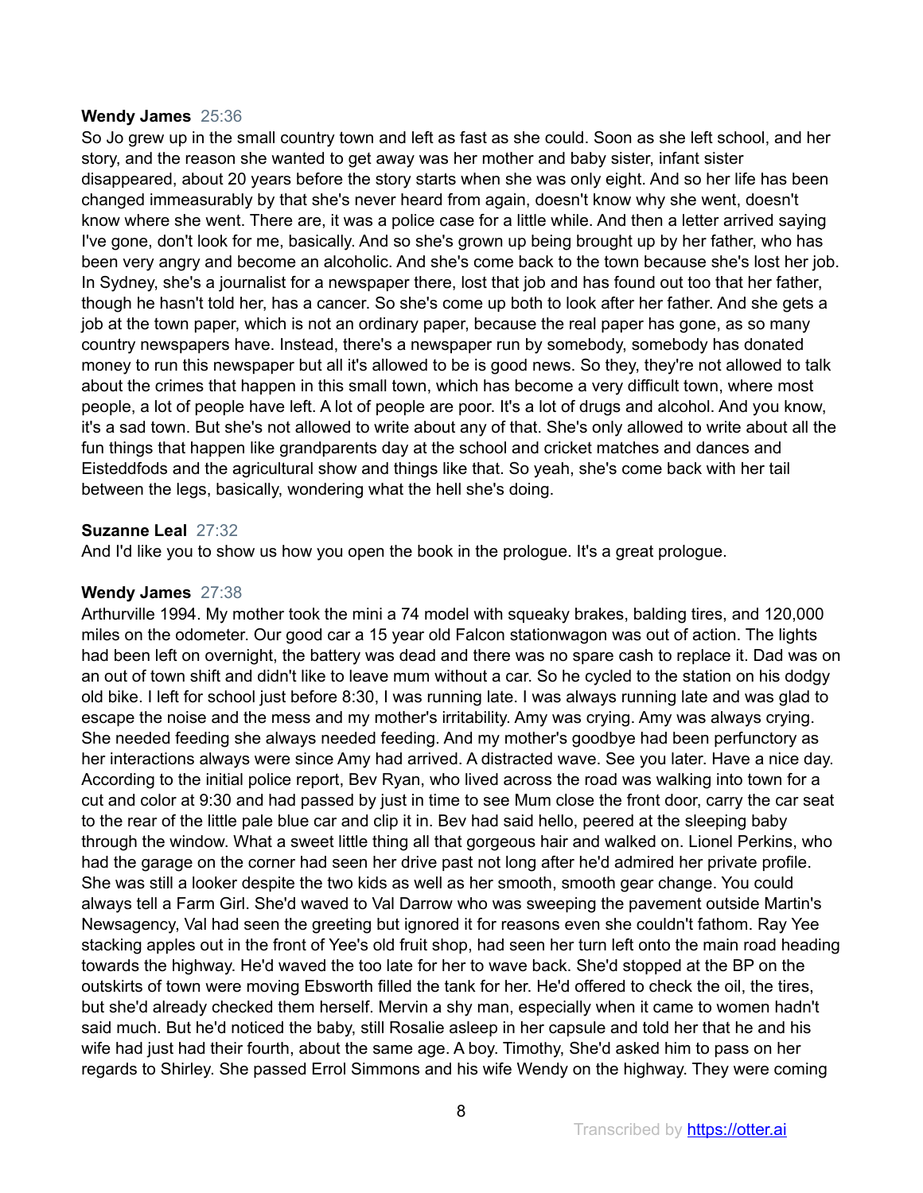**Wendy James** 25:36
So Jo grew up in the small country town and left as fast as she could. Soon as she left school, and her story, and the reason she wanted to get away was her mother and baby sister, infant sister disappeared, about 20 years before the story starts when she was only eight. And so her life has been changed immeasurably by that she's never heard from again, doesn't know why she went, doesn't know where she went. There are, it was a police case for a little while. And then a letter arrived saying I've gone, don't look for me, basically. And so she's grown up being brought up by her father, who has been very angry and become an alcoholic. And she's come back to the town because she's lost her job. In Sydney, she's a journalist for a newspaper there, lost that job and has found out too that her father, though he hasn't told her, has a cancer. So she's come up both to look after her father. And she gets a job at the town paper, which is not an ordinary paper, because the real paper has gone, as so many country newspapers have. Instead, there's a newspaper run by somebody, somebody has donated money to run this newspaper but all it's allowed to be is good news. So they, they're not allowed to talk about the crimes that happen in this small town, which has become a very difficult town, where most people, a lot of people have left. A lot of people are poor. It's a lot of drugs and alcohol. And you know, it's a sad town. But she's not allowed to write about any of that. She's only allowed to write about all the fun things that happen like grandparents day at the school and cricket matches and dances and Eisteddfods and the agricultural show and things like that. So yeah, she's come back with her tail between the legs, basically, wondering what the hell she's doing.

**Suzanne Leal** 27:32
And I'd like you to show us how you open the book in the prologue. It's a great prologue.

**Wendy James** 27:38
Arthurville 1994. My mother took the mini a 74 model with squeaky brakes, balding tires, and 120,000 miles on the odometer. Our good car a 15 year old Falcon stationwagon was out of action. The lights had been left on overnight, the battery was dead and there was no spare cash to replace it. Dad was on an out of town shift and didn't like to leave mum without a car. So he cycled to the station on his dodgy old bike. I left for school just before 8:30, I was running late. I was always running late and was glad to escape the noise and the mess and my mother's irritability. Amy was crying. Amy was always crying. She needed feeding she always needed feeding. And my mother's goodbye had been perfunctory as her interactions always were since Amy had arrived. A distracted wave. See you later. Have a nice day. According to the initial police report, Bev Ryan, who lived across the road was walking into town for a cut and color at 9:30 and had passed by just in time to see Mum close the front door, carry the car seat to the rear of the little pale blue car and clip it in. Bev had said hello, peered at the sleeping baby through the window. What a sweet little thing all that gorgeous hair and walked on. Lionel Perkins, who had the garage on the corner had seen her drive past not long after he'd admired her private profile. She was still a looker despite the two kids as well as her smooth, smooth gear change. You could always tell a Farm Girl. She'd waved to Val Darrow who was sweeping the pavement outside Martin's Newsagency, Val had seen the greeting but ignored it for reasons even she couldn't fathom. Ray Yee stacking apples out in the front of Yee's old fruit shop, had seen her turn left onto the main road heading towards the highway. He'd waved the too late for her to wave back. She'd stopped at the BP on the outskirts of town were moving Ebsworth filled the tank for her. He'd offered to check the oil, the tires, but she'd already checked them herself. Mervin a shy man, especially when it came to women hadn't said much. But he'd noticed the baby, still Rosalie asleep in her capsule and told her that he and his wife had just had their fourth, about the same age. A boy. Timothy, She'd asked him to pass on her regards to Shirley. She passed Errol Simmons and his wife Wendy on the highway. They were coming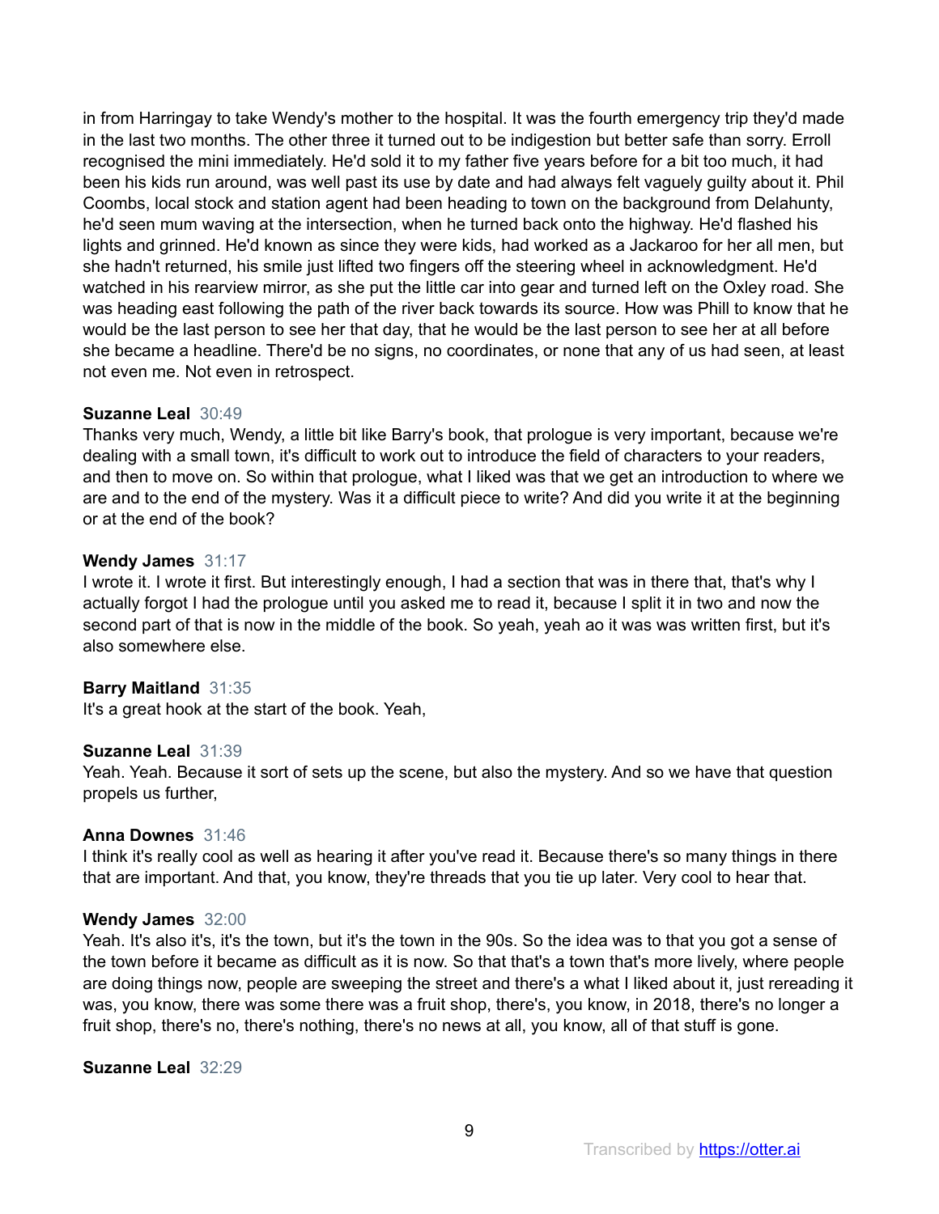in from Harringay to take Wendy's mother to the hospital. It was the fourth emergency trip they'd made in the last two months. The other three it turned out to be indigestion but better safe than sorry. Erroll recognised the mini immediately. He'd sold it to my father five years before for a bit too much, it had been his kids run around, was well past its use by date and had always felt vaguely guilty about it. Phil Coombs, local stock and station agent had been heading to town on the background from Delahunty, he'd seen mum waving at the intersection, when he turned back onto the highway. He'd flashed his lights and grinned. He'd known as since they were kids, had worked as a Jackaroo for her all men, but she hadn't returned, his smile just lifted two fingers off the steering wheel in acknowledgment. He'd watched in his rearview mirror, as she put the little car into gear and turned left on the Oxley road. She was heading east following the path of the river back towards its source. How was Phill to know that he would be the last person to see her that day, that he would be the last person to see her at all before she became a headline. There'd be no signs, no coordinates, or none that any of us had seen, at least not even me. Not even in retrospect.

**Suzanne Leal** 30:49
Thanks very much, Wendy, a little bit like Barry's book, that prologue is very important, because we're dealing with a small town, it's difficult to work out to introduce the field of characters to your readers, and then to move on. So within that prologue, what I liked was that we get an introduction to where we are and to the end of the mystery. Was it a difficult piece to write? And did you write it at the beginning or at the end of the book?

**Wendy James** 31:17
I wrote it. I wrote it first. But interestingly enough, I had a section that was in there that, that's why I actually forgot I had the prologue until you asked me to read it, because I split it in two and now the second part of that is now in the middle of the book. So yeah, yeah ao it was was written first, but it's also somewhere else.

**Barry Maitland** 31:35
It's a great hook at the start of the book. Yeah,

**Suzanne Leal** 31:39
Yeah. Yeah. Because it sort of sets up the scene, but also the mystery. And so we have that question propels us further,

**Anna Downes** 31:46
I think it's really cool as well as hearing it after you've read it. Because there's so many things in there that are important. And that, you know, they're threads that you tie up later. Very cool to hear that.

**Wendy James** 32:00
Yeah. It's also it's, it's the town, but it's the town in the 90s. So the idea was to that you got a sense of the town before it became as difficult as it is now. So that that's a town that's more lively, where people are doing things now, people are sweeping the street and there's a what I liked about it, just rereading it was, you know, there was some there was a fruit shop, there's, you know, in 2018, there's no longer a fruit shop, there's no, there's nothing, there's no news at all, you know, all of that stuff is gone.

**Suzanne Leal** 32:29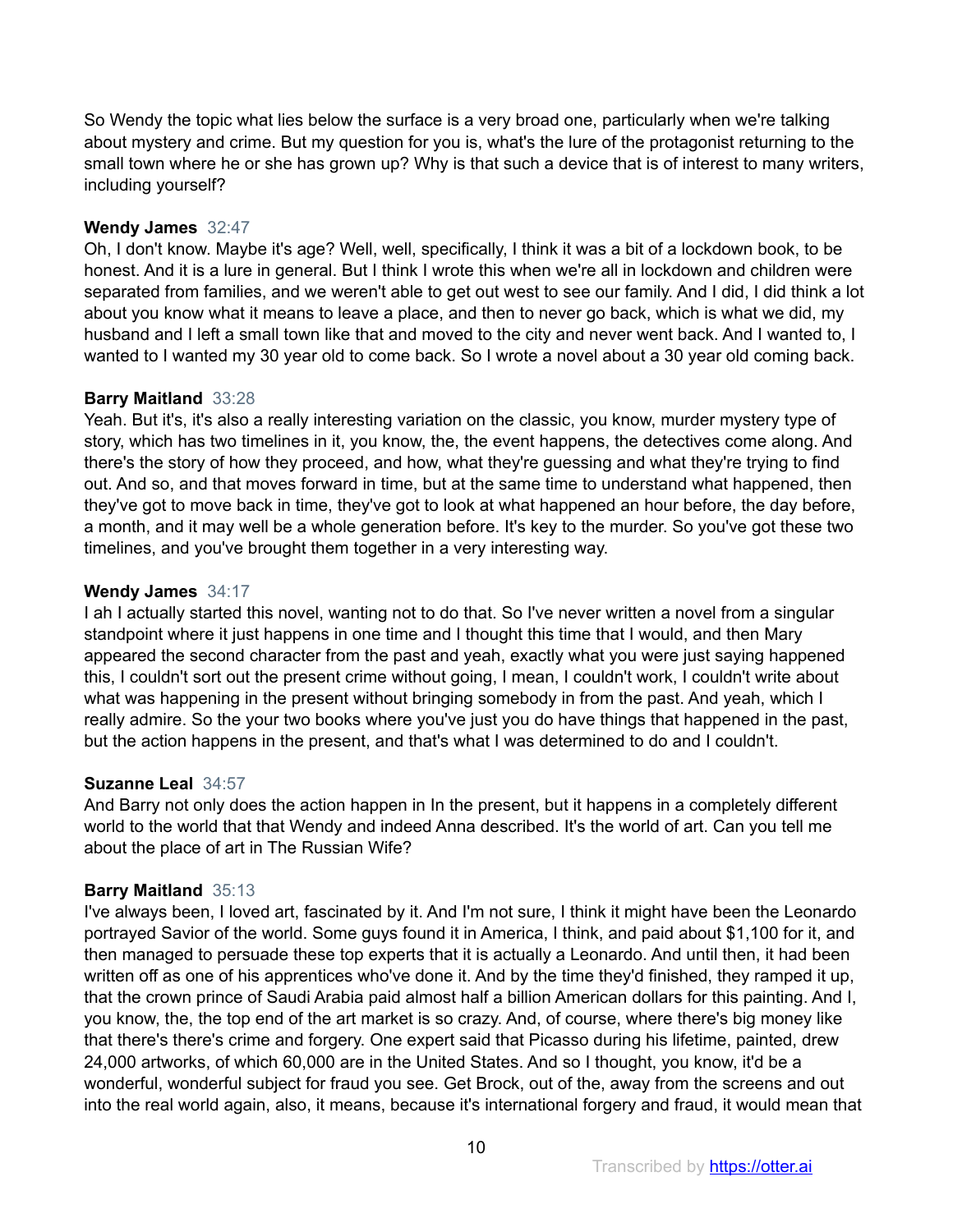So Wendy the topic what lies below the surface is a very broad one, particularly when we're talking about mystery and crime. But my question for you is, what's the lure of the protagonist returning to the small town where he or she has grown up? Why is that such a device that is of interest to many writers, including yourself?

**Wendy James** 32:47
Oh, I don't know. Maybe it's age? Well, well, specifically, I think it was a bit of a lockdown book, to be honest. And it is a lure in general. But I think I wrote this when we're all in lockdown and children were separated from families, and we weren't able to get out west to see our family. And I did, I did think a lot about you know what it means to leave a place, and then to never go back, which is what we did, my husband and I left a small town like that and moved to the city and never went back. And I wanted to, I wanted to I wanted my 30 year old to come back. So I wrote a novel about a 30 year old coming back.

**Barry Maitland** 33:28
Yeah. But it's, it's also a really interesting variation on the classic, you know, murder mystery type of story, which has two timelines in it, you know, the, the event happens, the detectives come along. And there's the story of how they proceed, and how, what they're guessing and what they're trying to find out. And so, and that moves forward in time, but at the same time to understand what happened, then they've got to move back in time, they've got to look at what happened an hour before, the day before, a month, and it may well be a whole generation before. It's key to the murder. So you've got these two timelines, and you've brought them together in a very interesting way.

**Wendy James** 34:17
I ah I actually started this novel, wanting not to do that. So I've never written a novel from a singular standpoint where it just happens in one time and I thought this time that I would, and then Mary appeared the second character from the past and yeah, exactly what you were just saying happened this, I couldn't sort out the present crime without going, I mean, I couldn't work, I couldn't write about what was happening in the present without bringing somebody in from the past. And yeah, which I really admire. So the your two books where you've just you do have things that happened in the past, but the action happens in the present, and that's what I was determined to do and I couldn't.

**Suzanne Leal** 34:57
And Barry not only does the action happen in In the present, but it happens in a completely different world to the world that that Wendy and indeed Anna described. It's the world of art. Can you tell me about the place of art in The Russian Wife?

**Barry Maitland** 35:13
I've always been, I loved art, fascinated by it. And I'm not sure, I think it might have been the Leonardo portrayed Savior of the world. Some guys found it in America, I think, and paid about $1,100 for it, and then managed to persuade these top experts that it is actually a Leonardo. And until then, it had been written off as one of his apprentices who've done it. And by the time they'd finished, they ramped it up, that the crown prince of Saudi Arabia paid almost half a billion American dollars for this painting. And I, you know, the, the top end of the art market is so crazy. And, of course, where there's big money like that there's there's crime and forgery. One expert said that Picasso during his lifetime, painted, drew 24,000 artworks, of which 60,000 are in the United States. And so I thought, you know, it'd be a wonderful, wonderful subject for fraud you see. Get Brock, out of the, away from the screens and out into the real world again, also, it means, because it's international forgery and fraud, it would mean that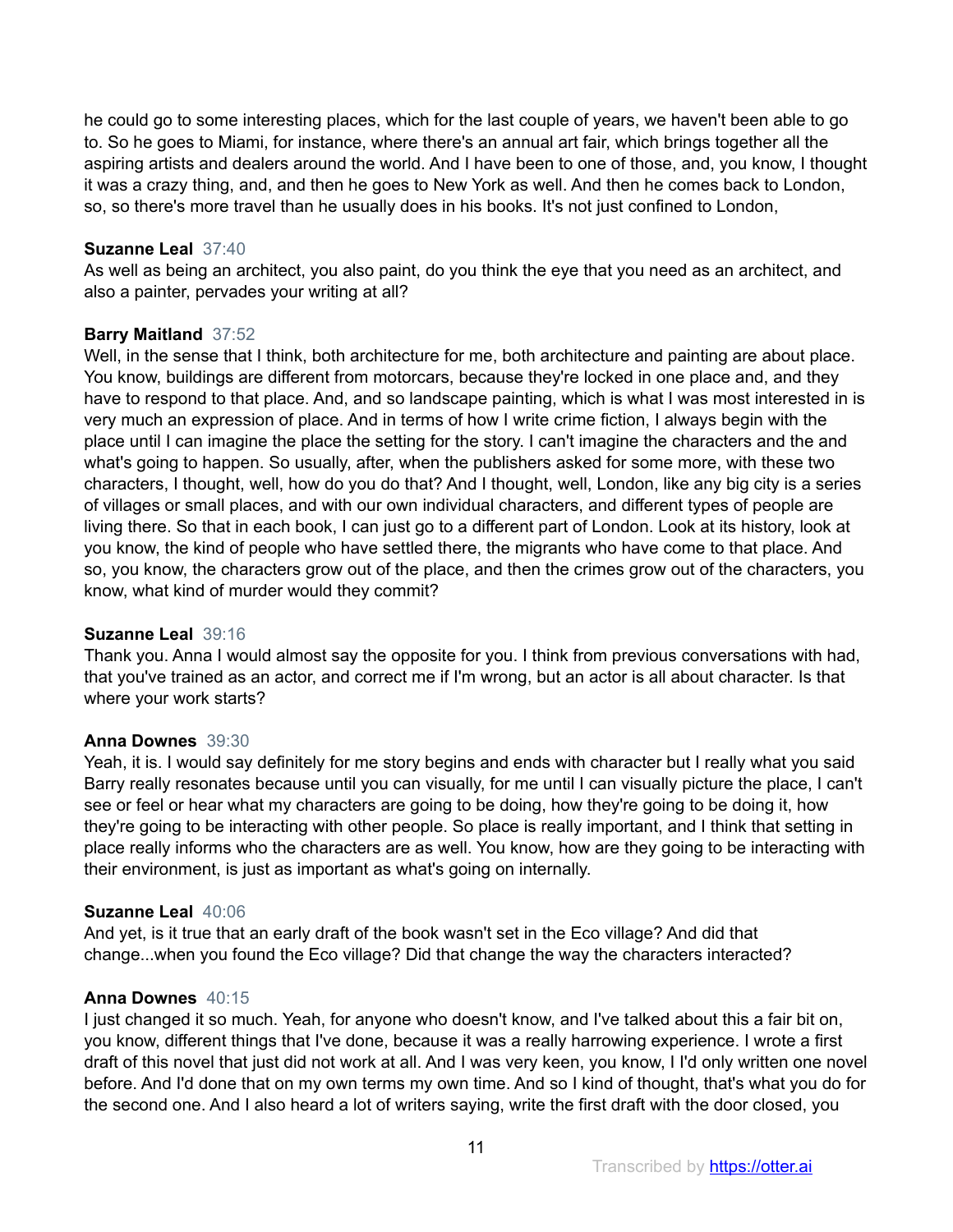he could go to some interesting places, which for the last couple of years, we haven't been able to go to. So he goes to Miami, for instance, where there's an annual art fair, which brings together all the aspiring artists and dealers around the world. And I have been to one of those, and, you know, I thought it was a crazy thing, and, and then he goes to New York as well. And then he comes back to London, so, so there's more travel than he usually does in his books. It's not just confined to London,

**Suzanne Leal** 37:40
As well as being an architect, you also paint, do you think the eye that you need as an architect, and also a painter, pervades your writing at all?

**Barry Maitland** 37:52
Well, in the sense that I think, both architecture for me, both architecture and painting are about place. You know, buildings are different from motorcars, because they're locked in one place and, and they have to respond to that place. And, and so landscape painting, which is what I was most interested in is very much an expression of place. And in terms of how I write crime fiction, I always begin with the place until I can imagine the place the setting for the story. I can't imagine the characters and the and what's going to happen. So usually, after, when the publishers asked for some more, with these two characters, I thought, well, how do you do that? And I thought, well, London, like any big city is a series of villages or small places, and with our own individual characters, and different types of people are living there. So that in each book, I can just go to a different part of London. Look at its history, look at you know, the kind of people who have settled there, the migrants who have come to that place. And so, you know, the characters grow out of the place, and then the crimes grow out of the characters, you know, what kind of murder would they commit?

**Suzanne Leal** 39:16
Thank you. Anna I would almost say the opposite for you. I think from previous conversations with had, that you've trained as an actor, and correct me if I'm wrong, but an actor is all about character. Is that where your work starts?

**Anna Downes** 39:30
Yeah, it is. I would say definitely for me story begins and ends with character but I really what you said Barry really resonates because until you can visually, for me until I can visually picture the place, I can't see or feel or hear what my characters are going to be doing, how they're going to be doing it, how they're going to be interacting with other people. So place is really important, and I think that setting in place really informs who the characters are as well. You know, how are they going to be interacting with their environment, is just as important as what's going on internally.

**Suzanne Leal** 40:06
And yet, is it true that an early draft of the book wasn't set in the Eco village? And did that change...when you found the Eco village? Did that change the way the characters interacted?

**Anna Downes** 40:15
I just changed it so much. Yeah, for anyone who doesn't know, and I've talked about this a fair bit on, you know, different things that I've done, because it was a really harrowing experience. I wrote a first draft of this novel that just did not work at all. And I was very keen, you know, I'd only written one novel before. And I'd done that on my own terms my own time. And so I kind of thought, that's what you do for the second one. And I also heard a lot of writers saying, write the first draft with the door closed, you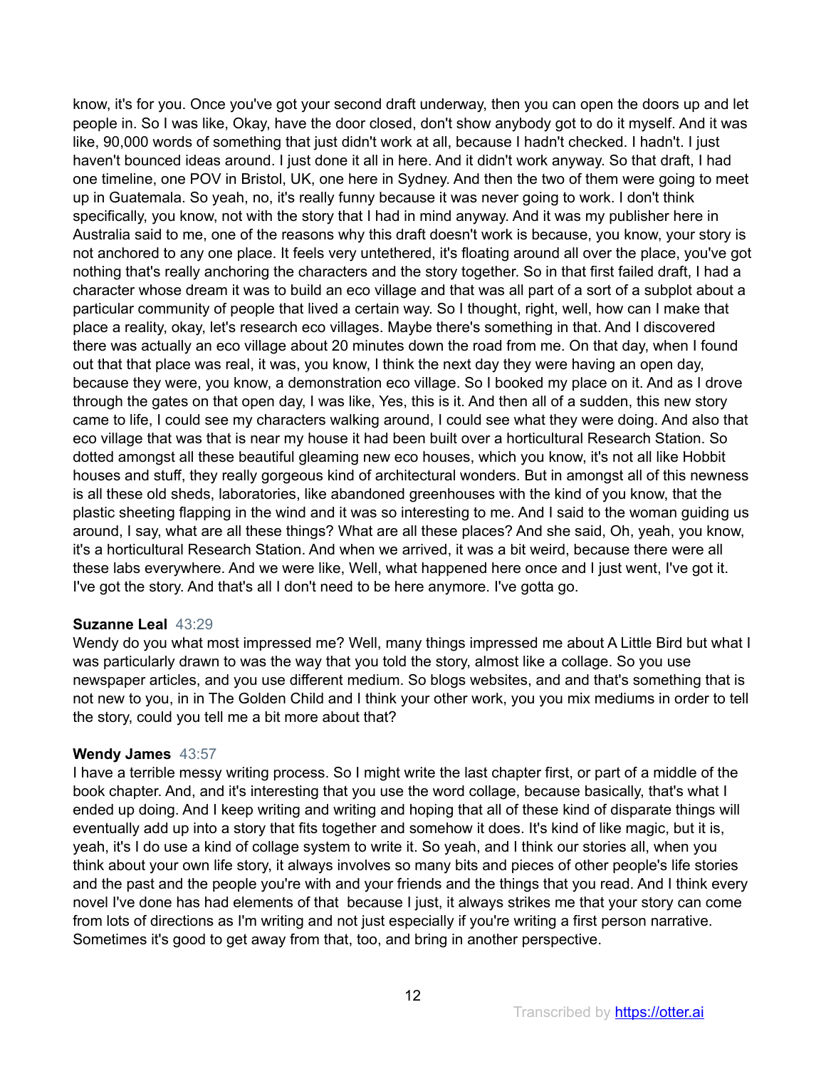know, it's for you. Once you've got your second draft underway, then you can open the doors up and let people in. So I was like, Okay, have the door closed, don't show anybody got to do it myself. And it was like, 90,000 words of something that just didn't work at all, because I hadn't checked. I hadn't. I just haven't bounced ideas around. I just done it all in here. And it didn't work anyway. So that draft, I had one timeline, one POV in Bristol, UK, one here in Sydney. And then the two of them were going to meet up in Guatemala. So yeah, no, it's really funny because it was never going to work. I don't think specifically, you know, not with the story that I had in mind anyway. And it was my publisher here in Australia said to me, one of the reasons why this draft doesn't work is because, you know, your story is not anchored to any one place. It feels very untethered, it's floating around all over the place, you've got nothing that's really anchoring the characters and the story together. So in that first failed draft, I had a character whose dream it was to build an eco village and that was all part of a sort of a subplot about a particular community of people that lived a certain way. So I thought, right, well, how can I make that place a reality, okay, let's research eco villages. Maybe there's something in that. And I discovered there was actually an eco village about 20 minutes down the road from me. On that day, when I found out that that place was real, it was, you know, I think the next day they were having an open day, because they were, you know, a demonstration eco village. So I booked my place on it. And as I drove through the gates on that open day, I was like, Yes, this is it. And then all of a sudden, this new story came to life, I could see my characters walking around, I could see what they were doing. And also that eco village that was that is near my house it had been built over a horticultural Research Station. So dotted amongst all these beautiful gleaming new eco houses, which you know, it's not all like Hobbit houses and stuff, they really gorgeous kind of architectural wonders. But in amongst all of this newness is all these old sheds, laboratories, like abandoned greenhouses with the kind of you know, that the plastic sheeting flapping in the wind and it was so interesting to me. And I said to the woman guiding us around, I say, what are all these things? What are all these places? And she said, Oh, yeah, you know, it's a horticultural Research Station. And when we arrived, it was a bit weird, because there were all these labs everywhere. And we were like, Well, what happened here once and I just went, I've got it. I've got the story. And that's all I don't need to be here anymore. I've gotta go.

**Suzanne Leal** 43:29
Wendy do you what most impressed me? Well, many things impressed me about A Little Bird but what I was particularly drawn to was the way that you told the story, almost like a collage. So you use newspaper articles, and you use different medium. So blogs websites, and and that's something that is not new to you, in in The Golden Child and I think your other work, you you mix mediums in order to tell the story, could you tell me a bit more about that?

**Wendy James** 43:57
I have a terrible messy writing process. So I might write the last chapter first, or part of a middle of the book chapter. And, and it's interesting that you use the word collage, because basically, that's what I ended up doing. And I keep writing and writing and hoping that all of these kind of disparate things will eventually add up into a story that fits together and somehow it does. It's kind of like magic, but it is, yeah, it's I do use a kind of collage system to write it. So yeah, and I think our stories all, when you think about your own life story, it always involves so many bits and pieces of other people's life stories and the past and the people you're with and your friends and the things that you read. And I think every novel I've done has had elements of that because I just, it always strikes me that your story can come from lots of directions as I'm writing and not just especially if you're writing a first person narrative. Sometimes it's good to get away from that, too, and bring in another perspective.

Transcribed by https://otter.ai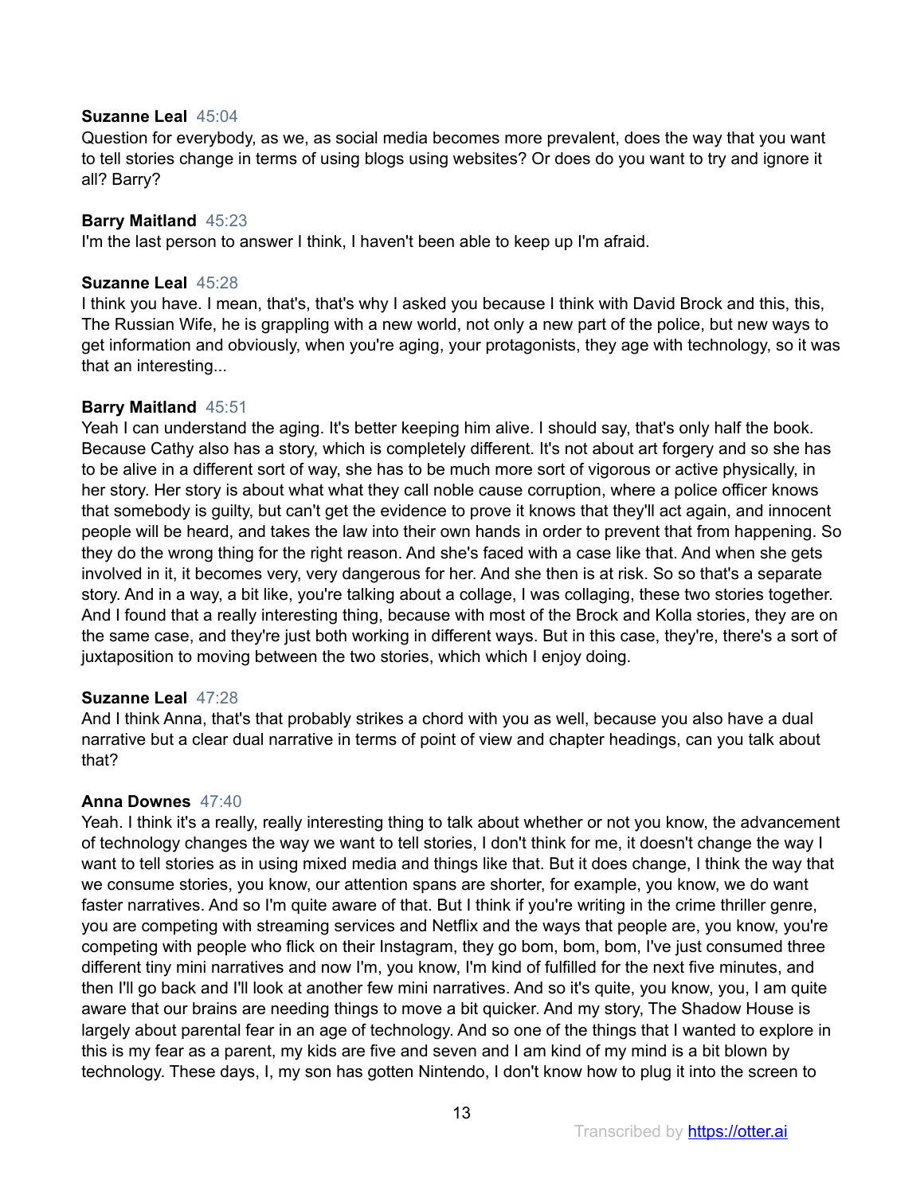**Suzanne Leal** 45:04
Question for everybody, as we, as social media becomes more prevalent, does the way that you want to tell stories change in terms of using blogs using websites? Or does do you want to try and ignore it all? Barry?

**Barry Maitland** 45:23
I'm the last person to answer I think, I haven't been able to keep up I'm afraid.

**Suzanne Leal** 45:28
I think you have. I mean, that's, that's why I asked you because I think with David Brock and this, this, The Russian Wife, he is grappling with a new world, not only a new part of the police, but new ways to get information and obviously, when you're aging, your protagonists, they age with technology, so it was that an interesting...

**Barry Maitland** 45:51
Yeah I can understand the aging. It's better keeping him alive. I should say, that's only half the book. Because Cathy also has a story, which is completely different. It's not about art forgery and so she has to be alive in a different sort of way, she has to be much more sort of vigorous or active physically, in her story. Her story is about what what they call noble cause corruption, where a police officer knows that somebody is guilty, but can't get the evidence to prove it knows that they'll act again, and innocent people will be heard, and takes the law into their own hands in order to prevent that from happening. So they do the wrong thing for the right reason. And she's faced with a case like that. And when she gets involved in it, it becomes very, very dangerous for her. And she then is at risk. So so that's a separate story. And in a way, a bit like, you're talking about a collage, I was collaging, these two stories together. And I found that a really interesting thing, because with most of the Brock and Kolla stories, they are on the same case, and they're just both working in different ways. But in this case, they're, there's a sort of juxtaposition to moving between the two stories, which which I enjoy doing.

**Suzanne Leal** 47:28
And I think Anna, that's, that's that probably strikes a chord with you as well, because you also have a dual narrative but a clear dual narrative in terms of point of view and chapter headings, can you talk about that?

**Anna Downes** 47:40
Yeah. I think it's a really, really interesting thing to talk about whether or not you know, the advancement of technology changes the way we want to tell stories, I don't think for me, it doesn't change the way I want to tell stories as in using mixed media and things like that. But it does change, I think the way that we consume stories, you know, our attention spans are shorter, for example, you know, we do want faster narratives. And so I'm quite aware of that. But I think if you're writing in the crime thriller genre, you are competing with streaming services and Netflix and the ways that people are, you know, you're competing with people who flick on their Instagram, they go bom, bom, bom, I've just consumed three different tiny mini narratives and now I'm, you know, I'm kind of fulfilled for the next five minutes, and then I'll go back and I'll look at another few mini narratives. And so it's quite, you know, you, I am quite aware that our brains are needing things to move a bit quicker. And my story, The Shadow House is largely about parental fear in an age of technology. And so one of the things that I wanted to explore in this is my fear as a parent, my kids are five and seven and I am kind of my mind is a bit blown by technology. These days, I, my son has gotten Nintendo, I don't know how to plug it into the screen to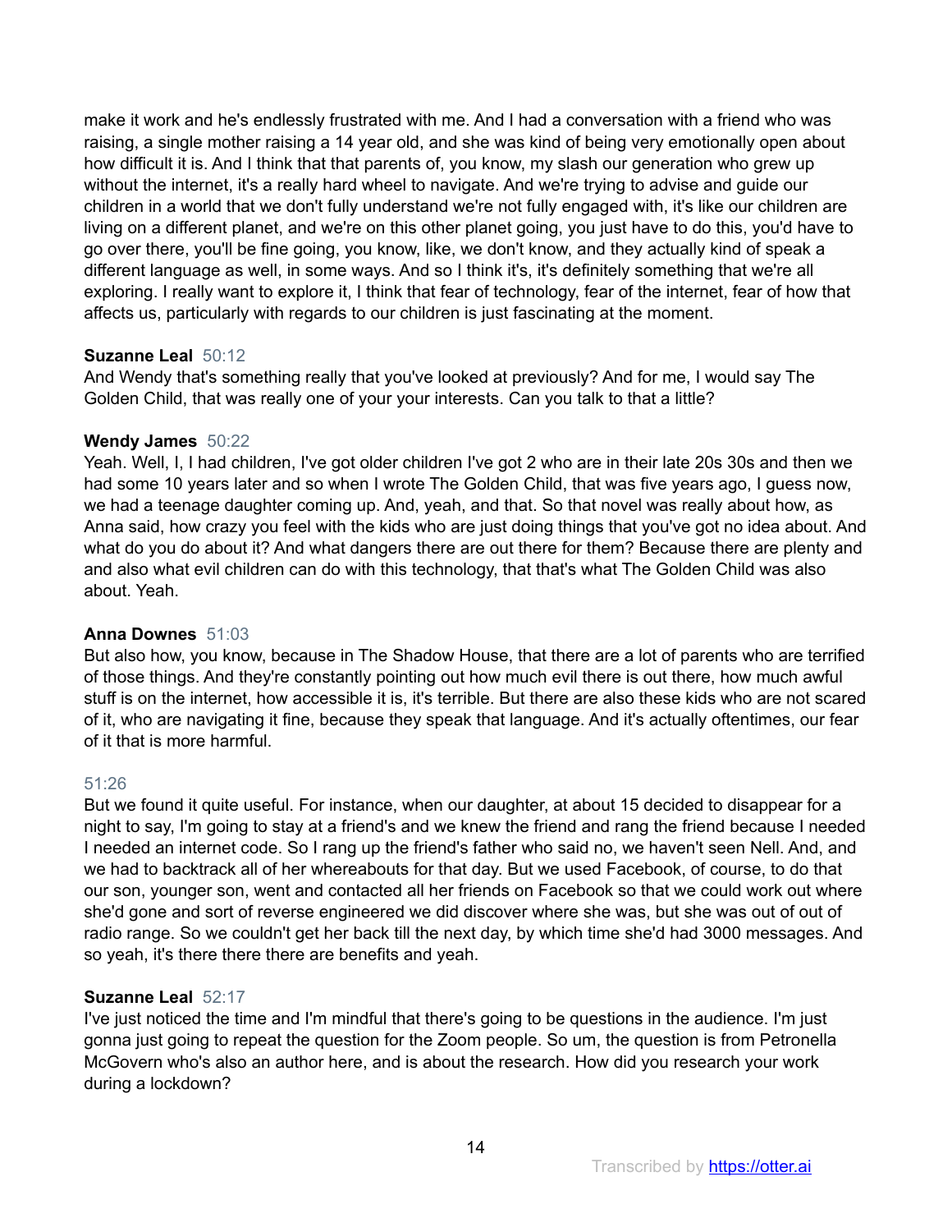make it work and he's endlessly frustrated with me. And I had a conversation with a friend who was raising, a single mother raising a 14 year old, and she was kind of being very emotionally open about how difficult it is. And I think that that parents of, you know, my slash our generation who grew up without the internet, it's a really hard wheel to navigate. And we're trying to advise and guide our children in a world that we don't fully understand we're not fully engaged with, it's like our children are living on a different planet, and we're on this other planet going, you just have to do this, you'd have to go over there, you'll be fine going, you know, like, we don't know, and they actually kind of speak a different language as well, in some ways. And so I think it's, it's definitely something that we're all exploring. I really want to explore it, I think that fear of technology, fear of the internet, fear of how that affects us, particularly with regards to our children is just fascinating at the moment.

**Suzanne Leal** 50:12
And Wendy that's something really that you've looked at previously? And for me, I would say The Golden Child, that was really one of your your interests. Can you talk to that a little?

**Wendy James** 50:22
Yeah. Well, I, I had children, I've got older children I've got 2 who are in their late 20s 30s and then we had some 10 years later and so when I wrote The Golden Child, that was five years ago, I guess now, we had a teenage daughter coming up. And, yeah, and that. So that novel was really about how, as Anna said, how crazy you feel with the kids who are just doing things that you've got no idea about. And what do you do about it? And what dangers there are out there for them? Because there are plenty and and also what evil children can do with this technology, that that's what The Golden Child was also about. Yeah.

**Anna Downes** 51:03
But also how, you know, because in The Shadow House, that there are a lot of parents who are terrified of those things. And they're constantly pointing out how much evil there is out there, how much awful stuff is on the internet, how accessible it is, it's terrible. But there are also these kids who are not scared of it, who are navigating it fine, because they speak that language. And it's actually oftentimes, our fear of it that is more harmful.

51:26
But we found it quite useful. For instance, when our daughter, at about 15 decided to disappear for a night to say, I'm going to stay at a friend's and we knew the friend and rang the friend because I needed I needed an internet code. So I rang up the friend's father who said no, we haven't seen Nell. And, and we had to backtrack all of her whereabouts for that day. But we used Facebook, of course, to do that our son, younger son, went and contacted all her friends on Facebook so that we could work out where she'd gone and sort of reverse engineered we did discover where she was, but she was out of out of radio range. So we couldn't get her back till the next day, by which time she'd had 3000 messages. And so yeah, it's there there there are benefits and yeah.

**Suzanne Leal** 52:17
I've just noticed the time and I'm mindful that there's going to be questions in the audience. I'm just gonna just going to repeat the question for the Zoom people. So um, the question is from Petronella McGovern who's also an author here, and is about the research. How did you research your work during a lockdown?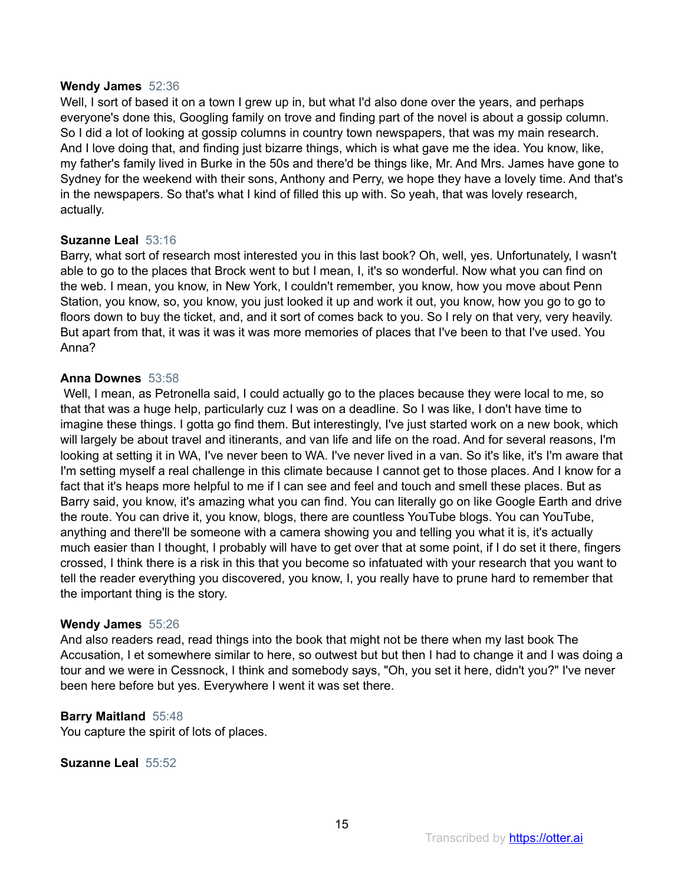**Wendy James** 52:36
Well, I sort of based it on a town I grew up in, but what I'd also done over the years, and perhaps everyone's done this, Googling family on trove and finding part of the novel is about a gossip column. So I did a lot of looking at gossip columns in country town newspapers, that was my main research. And I love doing that, and finding just bizarre things, which is what gave me the idea. You know, like, my father's family lived in Burke in the 50s and there'd be things like, Mr. And Mrs. James have gone to Sydney for the weekend with their sons, Anthony and Perry, we hope they have a lovely time. And that's in the newspapers. So that's what I kind of filled this up with. So yeah, that was lovely research, actually.

**Suzanne Leal** 53:16
Barry, what sort of research most interested you in this last book? Oh, well, yes. Unfortunately, I wasn't able to go to the places that Brock went to but I mean, I, it's so wonderful. Now what you can find on the web. I mean, you know, in New York, I couldn't remember, you know, how you move about Penn Station, you know, so, you know, you just looked it up and work it out, you know, how you go to go to floors down to buy the ticket, and, and it sort of comes back to you. So I rely on that very, very heavily. But apart from that, it was it was it was more memories of places that I've been to that I've used. You Anna?

**Anna Downes** 53:58
Well, I mean, as Petronella said, I could actually go to the places because they were local to me, so that that was a huge help, particularly cuz I was on a deadline. So I was like, I don't have time to imagine these things. I gotta go find them. But interestingly, I've just started work on a new book, which will largely be about travel and itinerants, and van life and life on the road. And for several reasons, I'm looking at setting it in WA, I've never been to WA. I've never lived in a van. So it's like, it's I'm aware that I'm setting myself a real challenge in this climate because I cannot get to those places. And I know for a fact that it's heaps more helpful to me if I can see and feel and touch and smell these places. But as Barry said, you know, it's amazing what you can find. You can literally go on like Google Earth and drive the route. You can drive it, you know, blogs, there are countless YouTube blogs. You can YouTube, anything and there'll be someone with a camera showing you and telling you what it is, it's actually much easier than I thought, I probably will have to get over that at some point, if I do set it there, fingers crossed, I think there is a risk in this that you become so infatuated with your research that you want to tell the reader everything you discovered, you know, I, you really have to prune hard to remember that the important thing is the story.

**Wendy James** 55:26
And also readers read, read things into the book that might not be there when my last book The Accusation, I et somewhere similar to here, so outwest but but then I had to change it and I was doing a tour and we were in Cessnock, I think and somebody says, "Oh, you set it here, didn't you?" I've never been here before but yes. Everywhere I went it was set there.

**Barry Maitland** 55:48
You capture the spirit of lots of places.

**Suzanne Leal** 55:52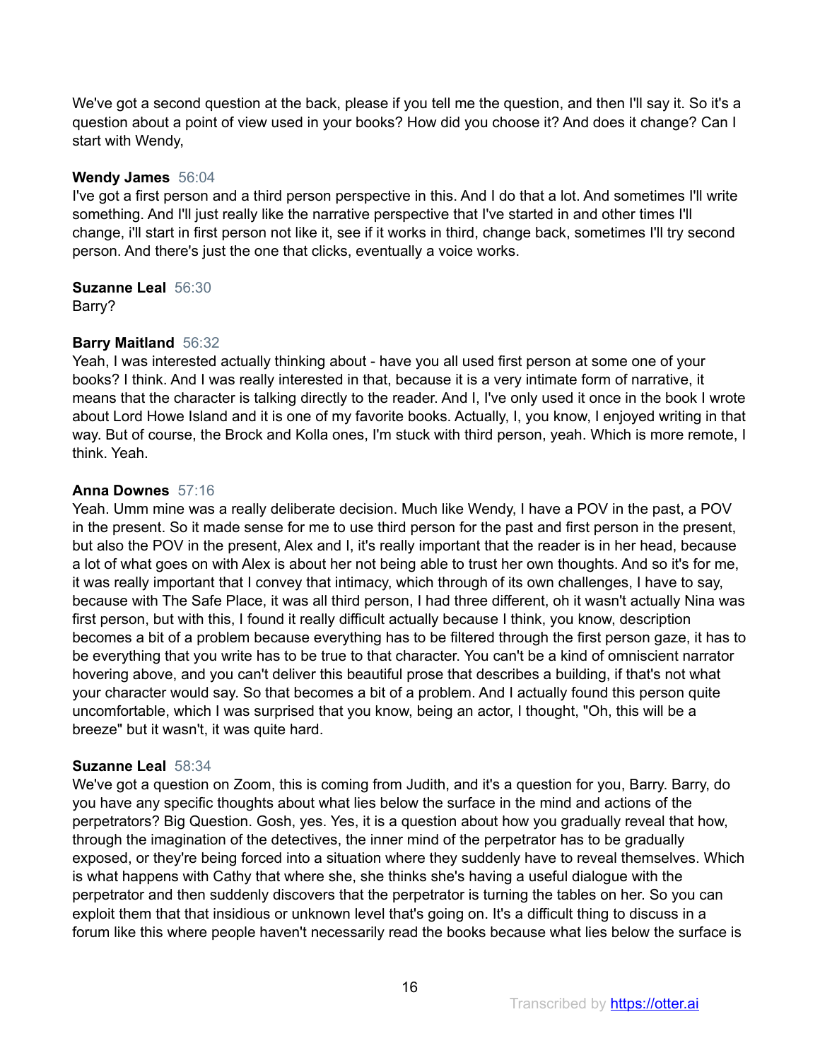We've got a second question at the back, please if you tell me the question, and then I'll say it. So it's a question about a point of view used in your books? How did you choose it? And does it change? Can I start with Wendy,

**Wendy James** 56:04
I've got a first person and a third person perspective in this. And I do that a lot. And sometimes I'll write something. And I'll just really like the narrative perspective that I've started in and other times I'll change, i'll start in first person not like it, see if it works in third, change back, sometimes I'll try second person. And there's just the one that clicks, eventually a voice works.

**Suzanne Leal** 56:30
Barry?

**Barry Maitland** 56:32
Yeah, I was interested actually thinking about - have you all used first person at some one of your books? I think. And I was really interested in that, because it is a very intimate form of narrative, it means that the character is talking directly to the reader. And I, I've only used it once in the book I wrote about Lord Howe Island and it is one of my favorite books. Actually, I, you know, I enjoyed writing in that way. But of course, the Brock and Kolla ones, I'm stuck with third person, yeah. Which is more remote, I think. Yeah.

**Anna Downes** 57:16
Yeah. Umm mine was a really deliberate decision. Much like Wendy, I have a POV in the past, a POV in the present. So it made sense for me to use third person for the past and first person in the present, but also the POV in the present, Alex and I, it's really important that the reader is in her head, because a lot of what goes on with Alex is about her not being able to trust her own thoughts. And so it's for me, it was really important that I convey that intimacy, which through of its own challenges, I have to say, because with The Safe Place, it was all third person, I had three different, oh it wasn't actually Nina was first person, but with this, I found it really difficult actually because I think, you know, description becomes a bit of a problem because everything has to be filtered through the first person gaze, it has to be everything that you write has to be true to that character. You can't be a kind of omniscient narrator hovering above, and you can't deliver this beautiful prose that describes a building, if that's not what your character would say. So that becomes a bit of a problem. And I actually found this person quite uncomfortable, which I was surprised that you know, being an actor, I thought, "Oh, this will be a breeze" but it wasn't, it was quite hard.

**Suzanne Leal** 58:34
We've got a question on Zoom, this is coming from Judith, and it's a question for you, Barry. Barry, do you have any specific thoughts about what lies below the surface in the mind and actions of the perpetrators? Big Question. Gosh, yes. Yes, it is a question about how you gradually reveal that how, through the imagination of the detectives, the inner mind of the perpetrator has to be gradually exposed, or they're being forced into a situation where they suddenly have to reveal themselves. Which is what happens with Cathy that where she, she thinks she's having a useful dialogue with the perpetrator and then suddenly discovers that the perpetrator is turning the tables on her. So you can exploit them that that insidious or unknown level that's going on. It's a difficult thing to discuss in a forum like this where people haven't necessarily read the books because what lies below the surface is

Transcribed by https://otter.ai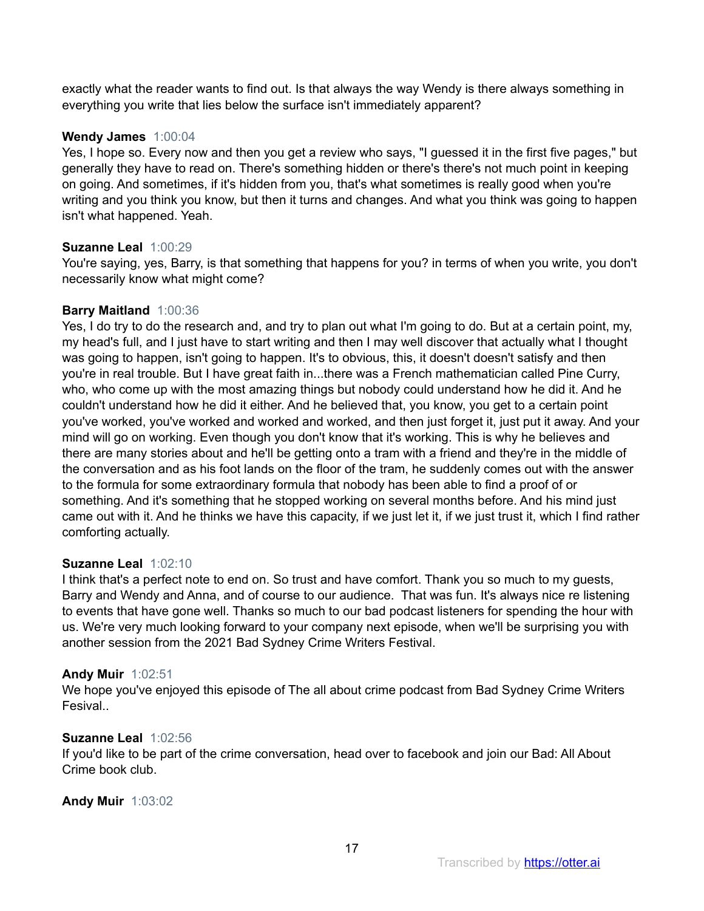exactly what the reader wants to find out. Is that always the way Wendy is there always something in everything you write that lies below the surface isn't immediately apparent?

**Wendy James** 1:00:04
Yes, I hope so. Every now and then you get a review who says, "I guessed it in the first five pages," but generally they have to read on. There's something hidden or there's there's not much point in keeping on going. And sometimes, if it's hidden from you, that's what sometimes is really good when you're writing and you think you know, but then it turns and changes. And what you think was going to happen isn't what happened. Yeah.

**Suzanne Leal** 1:00:29
You're saying, yes, Barry, is that something that happens for you? in terms of when you write, you don't necessarily know what might come?

**Barry Maitland** 1:00:36
Yes, I do try to do the research and, and try to plan out what I'm going to do. But at a certain point, my, my head's full, and I just have to start writing and then I may well discover that actually what I thought was going to happen, isn't going to happen. It's to obvious, this, it doesn't doesn't satisfy and then you're in real trouble. But I have great faith in...there was a French mathematician called Pine Curry, who, who come up with the most amazing things but nobody could understand how he did it. And he couldn't understand how he did it either. And he believed that, you know, you get to a certain point you've worked, you've worked and worked and worked, and then just forget it, just put it away. And your mind will go on working. Even though you don't know that it's working. This is why he believes and there are many stories about and he'll be getting onto a tram with a friend and they're in the middle of the conversation and as his foot lands on the floor of the tram, he suddenly comes out with the answer to the formula for some extraordinary formula that nobody has been able to find a proof of or something. And it's something that he stopped working on several months before. And his mind just came out with it. And he thinks we have this capacity, if we just let it, if we just trust it, which I find rather comforting actually.

**Suzanne Leal** 1:02:10
I think that's a perfect note to end on. So trust and have comfort. Thank you so much to my guests, Barry and Wendy and Anna, and of course to our audience. That was fun. It's always nice re listening to events that have gone well. Thanks so much to our bad podcast listeners for spending the hour with us. We're very much looking forward to your company next episode, when we'll be surprising you with another session from the 2021 Bad Sydney Crime Writers Festival.

**Andy Muir** 1:02:51
We hope you've enjoyed this episode of The all about crime podcast from Bad Sydney Crime Writers Fesival..

**Suzanne Leal** 1:02:56
If you'd like to be part of the crime conversation, head over to facebook and join our Bad: All About Crime book club.

**Andy Muir** 1:03:02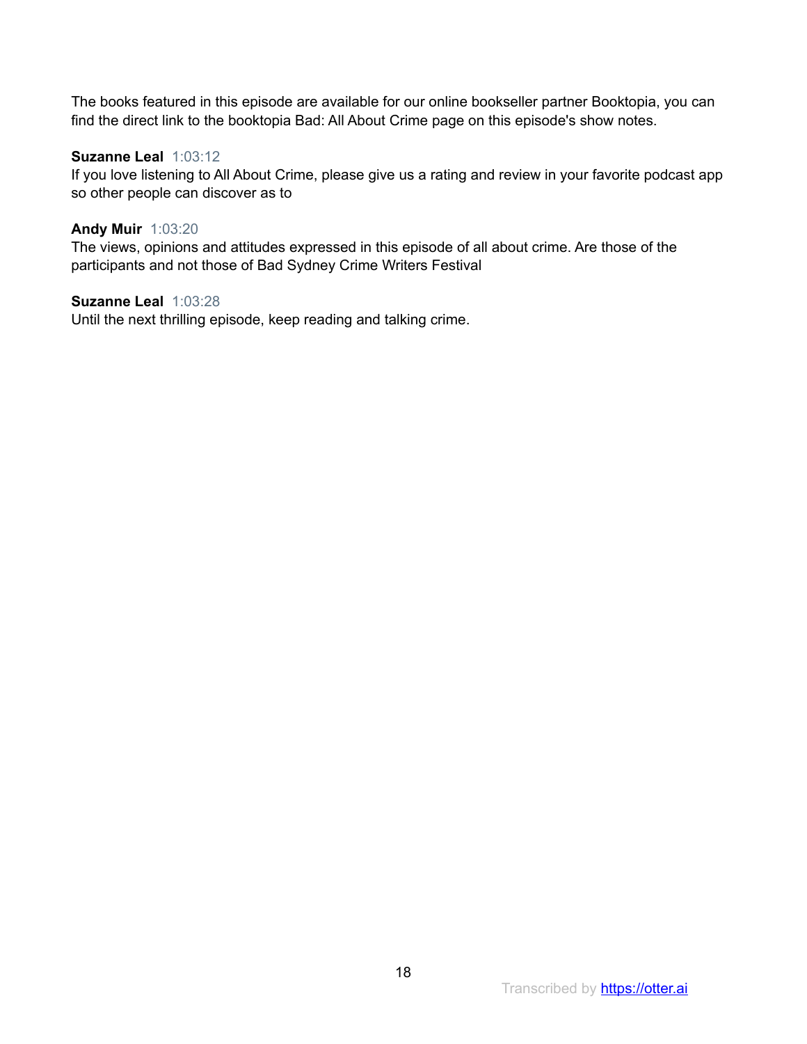The books featured in this episode are available for our online bookseller partner Booktopia, you can find the direct link to the booktopia Bad: All About Crime page on this episode's show notes.

**Suzanne Leal** 1:03:12
If you love listening to All About Crime, please give us a rating and review in your favorite podcast app so other people can discover as to

**Andy Muir** 1:03:20
The views, opinions and attitudes expressed in this episode of all about crime. Are those of the participants and not those of Bad Sydney Crime Writers Festival

**Suzanne Leal** 1:03:28
Until the next thrilling episode, keep reading and talking crime.